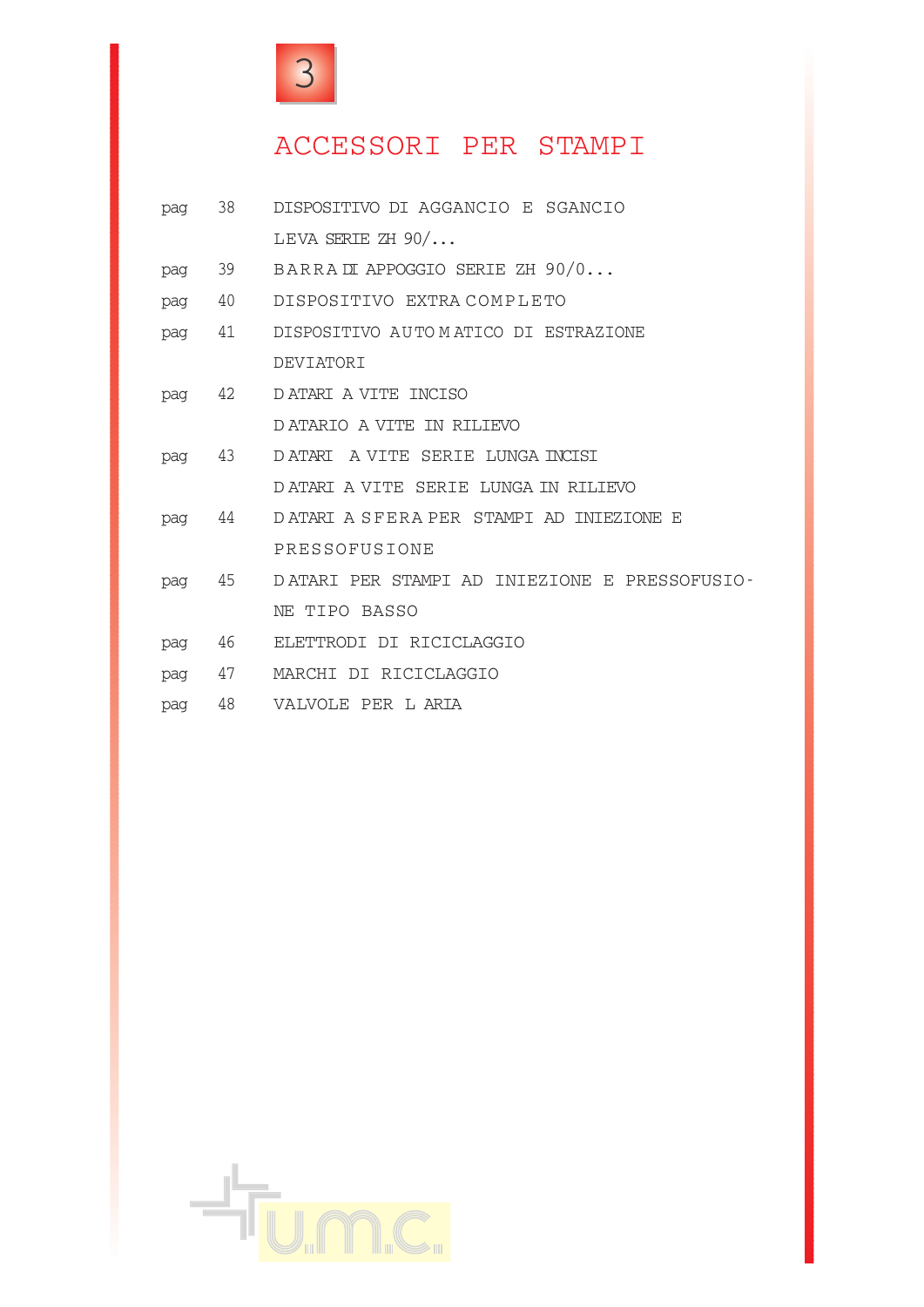# 3

## ACCESSORI PER STAMPI

| | | |
|---|---|---|
| pag | 38 | DISPOSITIVO DI AGGANCIO E SGANCIO<br>LEVA SERIE ZH 90/... |
| pag | 39 | BARRA DI APPOGGIO SERIE ZH 90/0... |
| pag | 40 | DISPOSITIVO EXTRA COMPLETO |
| pag | 41 | DISPOSITIVO AUTOMATICO DI ESTRAZIONE<br>DEVIATORI |
| pag | 42 | DATARI A VITE INCISO<br>DATARIO A VITE IN RILIEVO |
| pag | 43 | DATARI A VITE SERIE LUNGA INCISI<br>DATARI A VITE SERIE LUNGA IN RILIEVO |
| pag | 44 | DATARI A SFERA PER STAMPI AD INIEZIONE E PRESSOFUSIONE |
| pag | 45 | DATARI PER STAMPI AD INIEZIONE E PRESSOFUSIONE TIPO BASSO |
| pag | 46 | ELETTRODI DI RICICLAGGIO |
| pag | 47 | MARCHI DI RICICLAGGIO |
| pag | 48 | VALVOLE PER L ARIA |

U.M.C.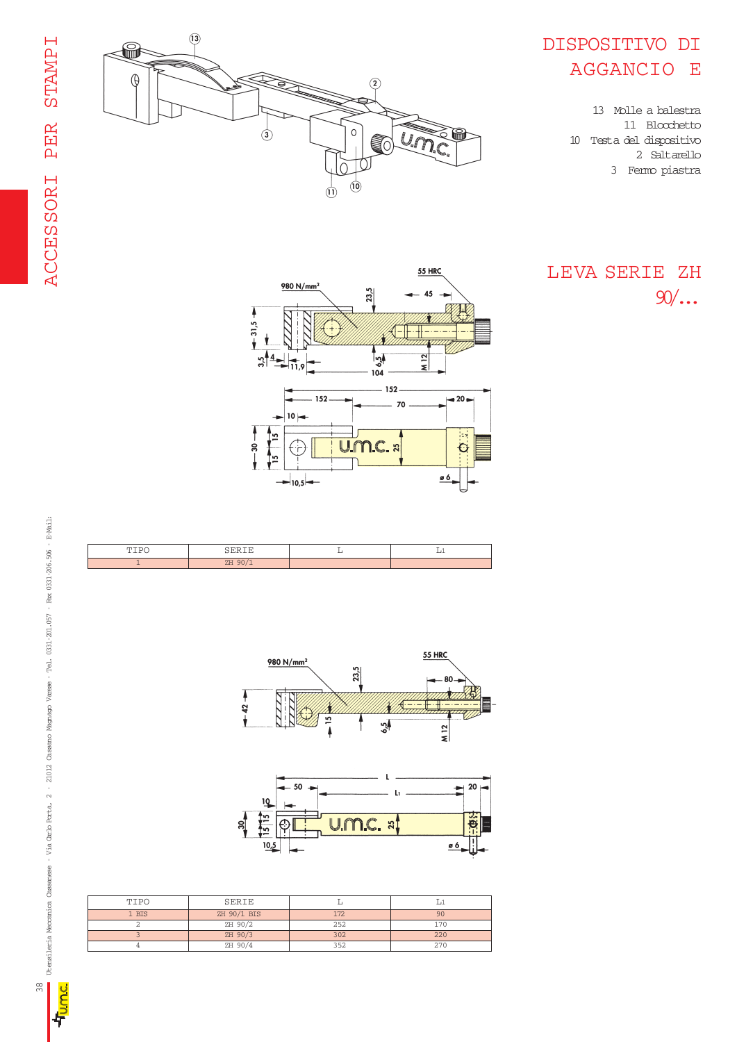# DISPOSITIVO DI AGGANCIO E

13 Molle a balestra
11 Blocchetto
10 Testa del dispositivo
2 Saltarello
3 Fermo piastra

## LEVA SERIE ZH 90/...

| TIPO | SERIE | L | L1 |
|---|---|---|---|
| 1 | ZH 90/1 | | |

| TIPO | SERIE | L | L1 |
|---|---|---|---|
| 1 BIS | ZH 90/1 BIS | 172 | 90 |
| 2 | ZH 90/2 | 252 | 170 |
| 3 | ZH 90/3 | 302 | 220 |
| 4 | ZH 90/4 | 352 | 270 |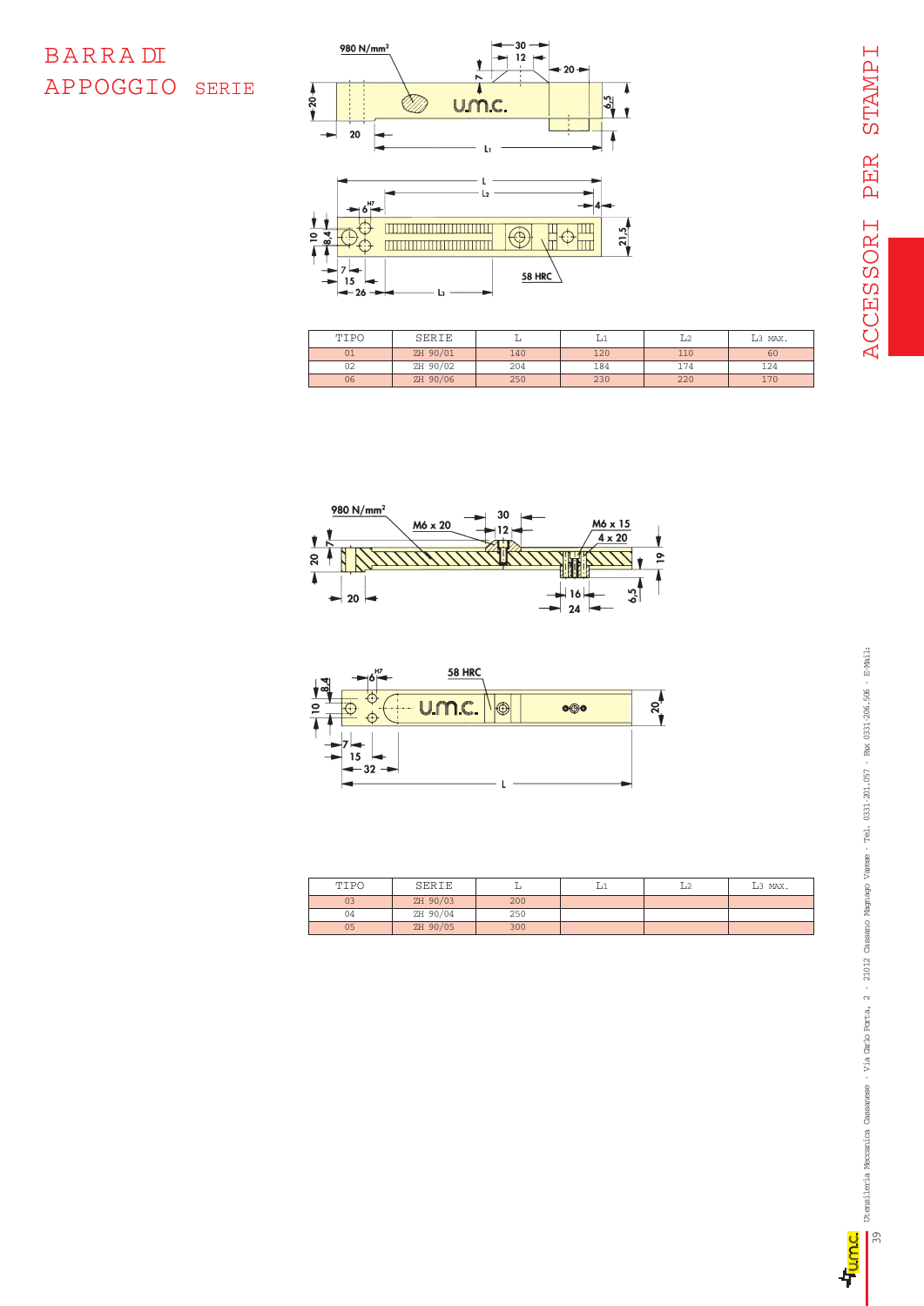# BARRA DI APPOGGIO SERIE

| TIPO | SERIE | L | L1 | L2 | L3 MAX. |
|---|---|---|---|---|---|
| 01 | ZH 90/01 | 140 | 120 | 110 | 60 |
| 02 | ZH 90/02 | 204 | 184 | 174 | 124 |
| 06 | ZH 90/06 | 250 | 230 | 220 | 170 |

| TIPO | SERIE | L | L1 | L2 | L3 MAX. |
|---|---|---|---|---|---|
| 03 | ZH 90/03 | 200 | | | |
| 04 | ZH 90/04 | 250 | | | |
| 05 | ZH 90/05 | 300 | | | |

ACCESSORI PER STAMPI

Utensileria Meccanica Cassanese - Via Carlo Porta, 2 - 21012 Cassano Magnago Varese - Tel. 0331-201.057 - Fax 0331-206.506 - E-Mail: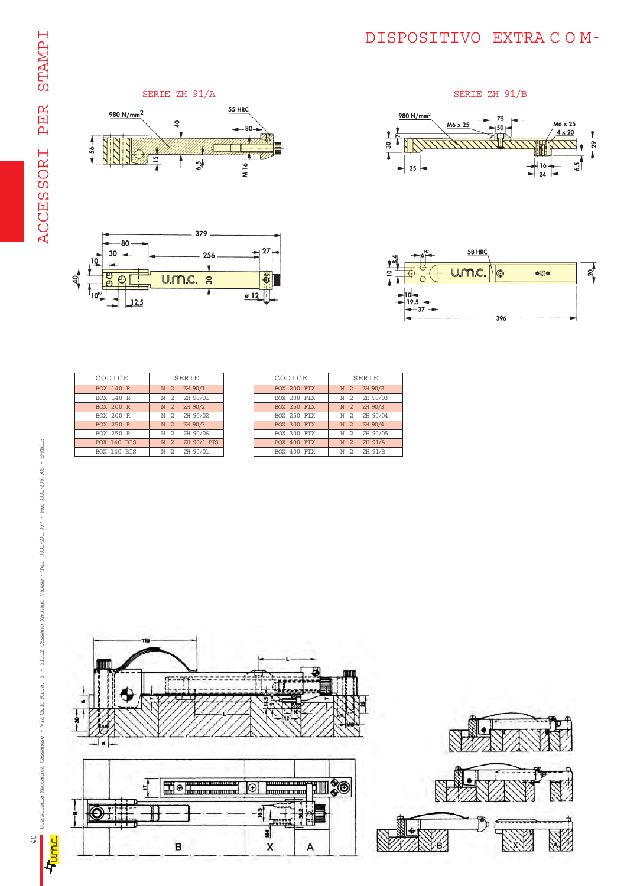# DISPOSITIVO EXTRA C O M-

## SERIE ZH 91/A

980 N/mm2

55 HRC

40

80

56

15

6,5

M 16

379

80

30

256

27

10

40

30

10H7

12,5

ø 12

## SERIE ZH 91/B

980 N/mm²

M6 x 25

75

50

M6 x 25

4 x 20

30

7

29

25

16

24

6,5

58 HRC

6H7

8,4

10

20

10

19,5

37

396

| CODICE | SERIE |
|---|---|
| BOX 140 R | N 2 ZH 90/1 |
| BOX 140 R | N 2 ZH 90/01 |
| BOX 200 R | N 2 ZH 90/2 |
| BOX 200 R | N 2 ZH 90/02 |
| BOX 250 R | N 2 ZH 90/3 |
| BOX 250 R | N 2 ZH 90/06 |
| BOX 140 BIS | N 2 ZH 90/1 BIS |
| BOX 140 BIS | N 2 ZH 90/01 |

| CODICE | SERIE |
|---|---|
| BOX 200 FIX | N 2 ZH 90/2 |
| BOX 200 FIX | N 2 ZH 90/03 |
| BOX 250 FIX | N 2 ZH 90/3 |
| BOX 250 FIX | N 2 ZH 90/04 |
| BOX 300 FIX | N 2 ZH 90/4 |
| BOX 300 FIX | N 2 ZH 90/05 |
| BOX 400 FIX | N 2 ZH 91/A |
| BOX 400 FIX | N 2 ZH 91/B |

110

L

A

30

L

14,5

9,5

12

10

7

25

M6

d

17

B

18,5

30,2

M4

B

X

A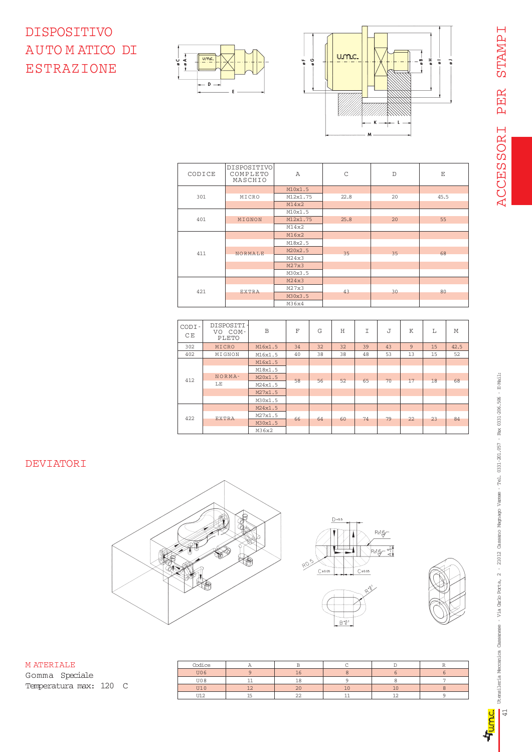# DISPOSITIVO AUTOMATICO DI ESTRAZIONE

| CODICE | DISPOSITIVO COMPLETO MASCHIO | A | C | D | E |
|---|---|---|---|---|---|
| 301 | MICRO | M10x1.5 | 22.8 | 20 | 45.5 |
| | | M12x1.75 | | | |
| | | M14x2 | | | |
| 401 | MIGNON | M10x1.5 | 25.8 | 20 | 55 |
| | | M12x1.75 | | | |
| | | M14x2 | | | |
| 411 | NORMALE | M16x2 | 35 | 35 | 68 |
| | | M18x2.5 | | | |
| | | M20x2.5 | | | |
| | | M24x3 | | | |
| | | M27x3 | | | |
| | | M30x3.5 | | | |
| 421 | EXTRA | M24x3 | 43 | 30 | 80 |
| | | M27x3 | | | |
| | | M30x3.5 | | | |
| | | M36x4 | | | |

| CODICE | DISPOSITIVO COMPLETO | B | F | G | H | I | J | K | L | M |
|---|---|---|---|---|---|---|---|---|---|---|
| 302 | MICRO | M16x1.5 | 34 | 32 | 32 | 39 | 43 | 9 | 15 | 42.5 |
| 402 | MIGNON | M16x1.5 | 40 | 38 | 38 | 48 | 53 | 13 | 15 | 52 |
| 412 | NORMALE | M16x1.5 | 58 | 56 | 52 | 65 | 70 | 17 | 18 | 68 |
| | | M18x1.5 | | | | | | | | |
| | | M20x1.5 | | | | | | | | |
| | | M24x1.5 | | | | | | | | |
| | | M27x1.5 | | | | | | | | |
| | | M30x1.5 | | | | | | | | |
| 422 | EXTRA | M24x1.5 | 66 | 64 | 60 | 74 | 79 | 22 | 23 | 84 |
| | | M27x1.5 | | | | | | | | |
| | | M30x1.5 | | | | | | | | |
| | | M36x2 | | | | | | | | |

# DEVIATORI

MATERIALE
Gomma Speciale
Temperatura max: 120 C

| Codice | A | B | C | D | R |
|---|---|---|---|---|---|
| U06 | 9 | 16 | 8 | 6 | 6 |
| U08 | 11 | 18 | 9 | 8 | 7 |
| U10 | 12 | 20 | 10 | 10 | 8 |
| U12 | 15 | 22 | 11 | 12 | 9 |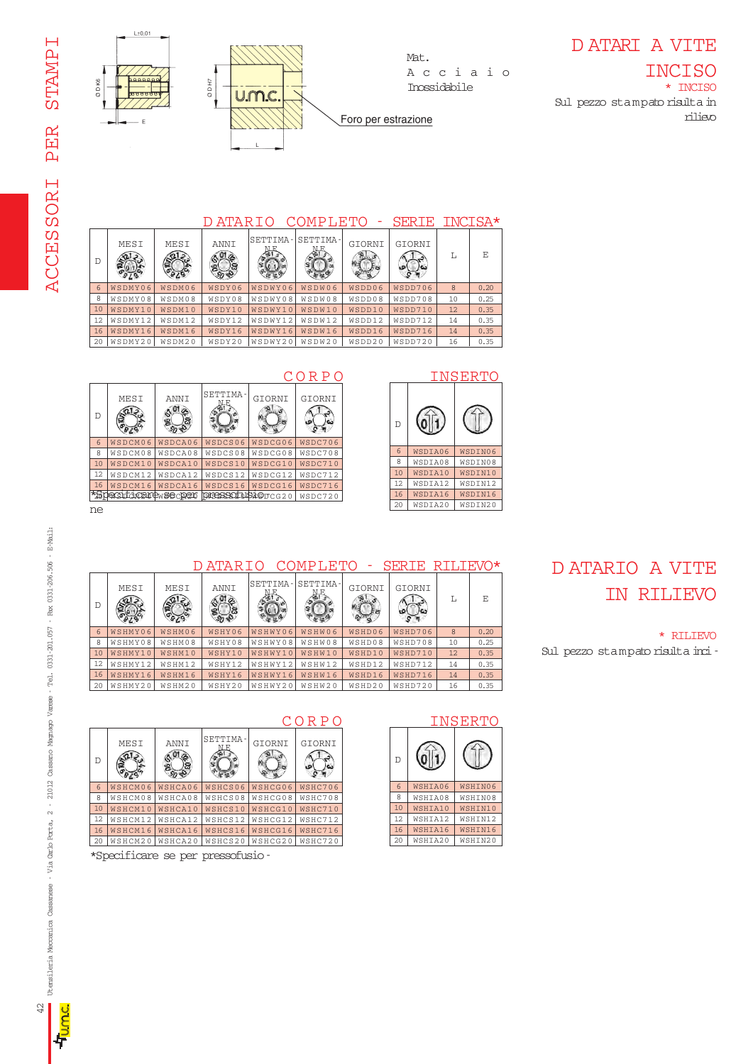# DATARI A VITE INCISO

\* INCISO

Sul pezzo stampato risulta in rilievo

Mat. Acciaio Inossidabile

Foro per estrazione

## DATARIO COMPLETO - SERIE INCISA*

| D | MESI | MESI | ANNI | SETTIMANE | SETTIMANE | GIORNI | GIORNI | L | E |
|---|---|---|---|---|---|---|---|---|---|
| 6 | WSDMY06 | WSDM06 | WSDY06 | WSDWY06 | WSDW06 | WSDD06 | WSDD706 | 8 | 0.20 |
| 8 | WSDMY08 | WSDM08 | WSDY08 | WSDWY08 | WSDW08 | WSDD08 | WSDD708 | 10 | 0.25 |
| 10 | WSDMY10 | WSDM10 | WSDY10 | WSDWY10 | WSDW10 | WSDD10 | WSDD710 | 12 | 0.35 |
| 12 | WSDMY12 | WSDM12 | WSDY12 | WSDWY12 | WSDW12 | WSDD12 | WSDD712 | 14 | 0.35 |
| 16 | WSDMY16 | WSDM16 | WSDY16 | WSDWY16 | WSDW16 | WSDD16 | WSDD716 | 14 | 0.35 |
| 20 | WSDMY20 | WSDM20 | WSDY20 | WSDWY20 | WSDW20 | WSDD20 | WSDD720 | 16 | 0.35 |

### CORPO

| D | MESI | ANNI | SETTIMANE | GIORNI | GIORNI |
|---|---|---|---|---|---|
| 6 | WSDCM06 | WSDCA06 | WSDCS06 | WSDCG06 | WSDC706 |
| 8 | WSDCM08 | WSDCA08 | WSDCS08 | WSDCG08 | WSDC708 |
| 10 | WSDCM10 | WSDCA10 | WSDCS10 | WSDCG10 | WSDC710 |
| 12 | WSDCM12 | WSDCA12 | WSDCS12 | WSDCG12 | WSDC712 |
| 16 | WSDCM16 | WSDCA16 | WSDCS16 | WSDCG16 | WSDC716 |
| 20 | WSDCM20 | WSDCA20 | WSDCS20 | WSDCG20 | WSDC720 |

### INSERTO

| D | | |
|---|---|---|
| 6 | WSDIA06 | WSDIN06 |
| 8 | WSDIA08 | WSDIN08 |
| 10 | WSDIA10 | WSDIN10 |
| 12 | WSDIA12 | WSDIN12 |
| 16 | WSDIA16 | WSDIN16 |
| 20 | WSDIA20 | WSDIN20 |

*Specificare se per pressofusione

# DATARIO A VITE IN RILIEVO

\* RILIEVO

Sul pezzo stampato risulta inciso

## DATARIO COMPLETO - SERIE RILIEVO*

| D | MESI | MESI | ANNI | SETTIMANE | SETTIMANE | GIORNI | GIORNI | L | E |
|---|---|---|---|---|---|---|---|---|---|
| 6 | WSHMY06 | WSHM06 | WSHY06 | WSHWY06 | WSHW06 | WSHD06 | WSHD706 | 8 | 0.20 |
| 8 | WSHMY08 | WSHM08 | WSHY08 | WSHWY08 | WSHW08 | WSHD08 | WSHD708 | 10 | 0.25 |
| 10 | WSHMY10 | WSHM10 | WSHY10 | WSHWY10 | WSHW10 | WSHD10 | WSHD710 | 12 | 0.35 |
| 12 | WSHMY12 | WSHM12 | WSHY12 | WSHWY12 | WSHW12 | WSHD12 | WSHD712 | 14 | 0.35 |
| 16 | WSHMY16 | WSHM16 | WSHY16 | WSHWY16 | WSHW16 | WSHD16 | WSHD716 | 14 | 0.35 |
| 20 | WSHMY20 | WSHM20 | WSHY20 | WSHWY20 | WSHW20 | WSHD20 | WSHD720 | 16 | 0.35 |

### CORPO

| D | MESI | ANNI | SETTIMANE | GIORNI | GIORNI |
|---|---|---|---|---|---|
| 6 | WSHCM06 | WSHCA06 | WSHCS06 | WSHCG06 | WSHC706 |
| 8 | WSHCM08 | WSHCA08 | WSHCS08 | WSHCG08 | WSHC708 |
| 10 | WSHCM10 | WSHCA10 | WSHCS10 | WSHCG10 | WSHC710 |
| 12 | WSHCM12 | WSHCA12 | WSHCS12 | WSHCG12 | WSHC712 |
| 16 | WSHCM16 | WSHCA16 | WSHCS16 | WSHCG16 | WSHC716 |
| 20 | WSHCM20 | WSHCA20 | WSHCS20 | WSHCG20 | WSHC720 |

### INSERTO

| D | | |
|---|---|---|
| 6 | WSHIA06 | WSHIN06 |
| 8 | WSHIA08 | WSHIN08 |
| 10 | WSHIA10 | WSHIN10 |
| 12 | WSHIA12 | WSHIN12 |
| 16 | WSHIA16 | WSHIN16 |
| 20 | WSHIA20 | WSHIN20 |

*Specificare se per pressofusione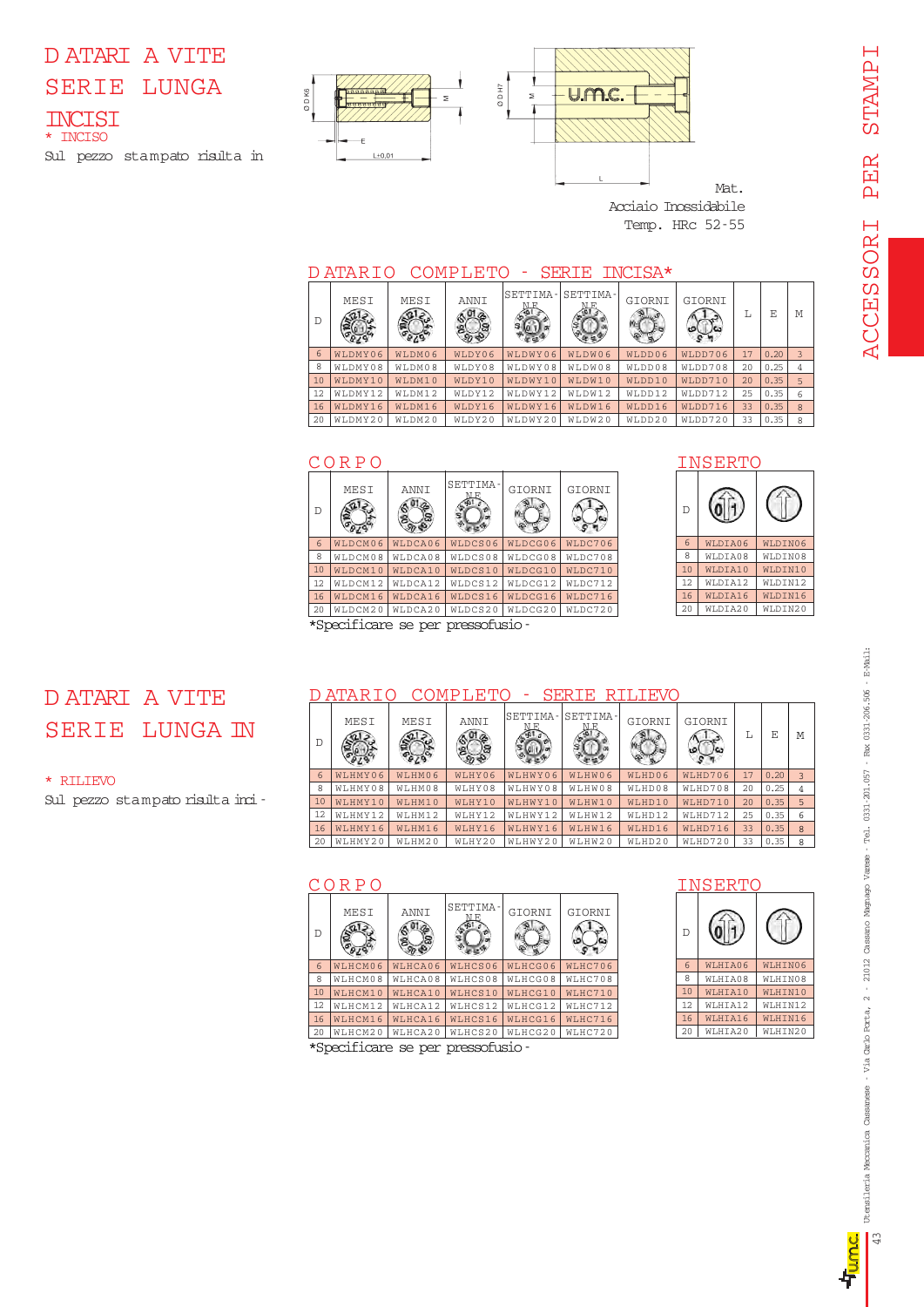# DATARI A VITE SERIE LUNGA INCISI

\* INCISO

Sul pezzo stampato risulta in

Mat.
Acciaio Inossidabile
Temp. HRc 52-55

## DATARIO COMPLETO - SERIE INCISA*

| D | MESI | MESI | ANNI | SETTIMANE | SETTIMANE | GIORNI | GIORNI | L | E | M |
|---|---|---|---|---|---|---|---|---|---|---|
| 6 | WLDMY06 | WLDM06 | WLDY06 | WLDWY06 | WLDW06 | WLDD06 | WLDD706 | 17 | 0.20 | 3 |
| 8 | WLDMY08 | WLDM08 | WLDY08 | WLDWY08 | WLDW08 | WLDD08 | WLDD708 | 20 | 0.25 | 4 |
| 10 | WLDMY10 | WLDM10 | WLDY10 | WLDWY10 | WLDW10 | WLDD10 | WLDD710 | 20 | 0.35 | 5 |
| 12 | WLDMY12 | WLDM12 | WLDY12 | WLDWY12 | WLDW12 | WLDD12 | WLDD712 | 25 | 0.35 | 6 |
| 16 | WLDMY16 | WLDM16 | WLDY16 | WLDWY16 | WLDW16 | WLDD16 | WLDD716 | 33 | 0.35 | 8 |
| 20 | WLDMY20 | WLDM20 | WLDY20 | WLDWY20 | WLDW20 | WLDD20 | WLDD720 | 33 | 0.35 | 8 |

## CORPO

| D | MESI | ANNI | SETTIMANE | GIORNI | GIORNI |
|---|---|---|---|---|---|
| 6 | WLDCM06 | WLDCA06 | WLDCS06 | WLDCG06 | WLDC706 |
| 8 | WLDCM08 | WLDCA08 | WLDCS08 | WLDCG08 | WLDC708 |
| 10 | WLDCM10 | WLDCA10 | WLDCS10 | WLDCG10 | WLDC710 |
| 12 | WLDCM12 | WLDCA12 | WLDCS12 | WLDCG12 | WLDC712 |
| 16 | WLDCM16 | WLDCA16 | WLDCS16 | WLDCG16 | WLDC716 |
| 20 | WLDCM20 | WLDCA20 | WLDCS20 | WLDCG20 | WLDC720 |

## INSERTO

| D | | |
|---|---|---|
| 6 | WLDIA06 | WLDIN06 |
| 8 | WLDIA08 | WLDIN08 |
| 10 | WLDIA10 | WLDIN10 |
| 12 | WLDIA12 | WLDIN12 |
| 16 | WLDIA16 | WLDIN16 |
| 20 | WLDIA20 | WLDIN20 |

*Specificare se per pressofusione

# DATARI A VITE SERIE LUNGA IN

\* RILIEVO

Sul pezzo stampato risulta inci-

## DATARIO COMPLETO - SERIE RILIEVO

| D | MESI | MESI | ANNI | SETTIMANE | SETTIMANE | GIORNI | GIORNI | L | E | M |
|---|---|---|---|---|---|---|---|---|---|---|
| 6 | WLHMY06 | WLHM06 | WLHY06 | WLHWY06 | WLHW06 | WLHD06 | WLHD706 | 17 | 0.20 | 3 |
| 8 | WLHMY08 | WLHM08 | WLHY08 | WLHWY08 | WLHW08 | WLHD08 | WLHD708 | 20 | 0.25 | 4 |
| 10 | WLHMY10 | WLHM10 | WLHY10 | WLHWY10 | WLHW10 | WLHD10 | WLHD710 | 20 | 0.35 | 5 |
| 12 | WLHMY12 | WLHM12 | WLHY12 | WLHWY12 | WLHW12 | WLHD12 | WLHD712 | 25 | 0.35 | 6 |
| 16 | WLHMY16 | WLHM16 | WLHY16 | WLHWY16 | WLHW16 | WLHD16 | WLHD716 | 33 | 0.35 | 8 |
| 20 | WLHMY20 | WLHM20 | WLHY20 | WLHWY20 | WLHW20 | WLHD20 | WLHD720 | 33 | 0.35 | 8 |

## CORPO

| D | MESI | ANNI | SETTIMANE | GIORNI | GIORNI |
|---|---|---|---|---|---|
| 6 | WLHCM06 | WLHCA06 | WLHCS06 | WLHCG06 | WLHC706 |
| 8 | WLHCM08 | WLHCA08 | WLHCS08 | WLHCG08 | WLHC708 |
| 10 | WLHCM10 | WLHCA10 | WLHCS10 | WLHCG10 | WLHC710 |
| 12 | WLHCM12 | WLHCA12 | WLHCS12 | WLHCG12 | WLHC712 |
| 16 | WLHCM16 | WLHCA16 | WLHCS16 | WLHCG16 | WLHC716 |
| 20 | WLHCM20 | WLHCA20 | WLHCS20 | WLHCG20 | WLHC720 |

## INSERTO

| D | | |
|---|---|---|
| 6 | WLHIA06 | WLHIN06 |
| 8 | WLHIA08 | WLHIN08 |
| 10 | WLHIA10 | WLHIN10 |
| 12 | WLHIA12 | WLHIN12 |
| 16 | WLHIA16 | WLHIN16 |
| 20 | WLHIA20 | WLHIN20 |

*Specificare se per pressofusione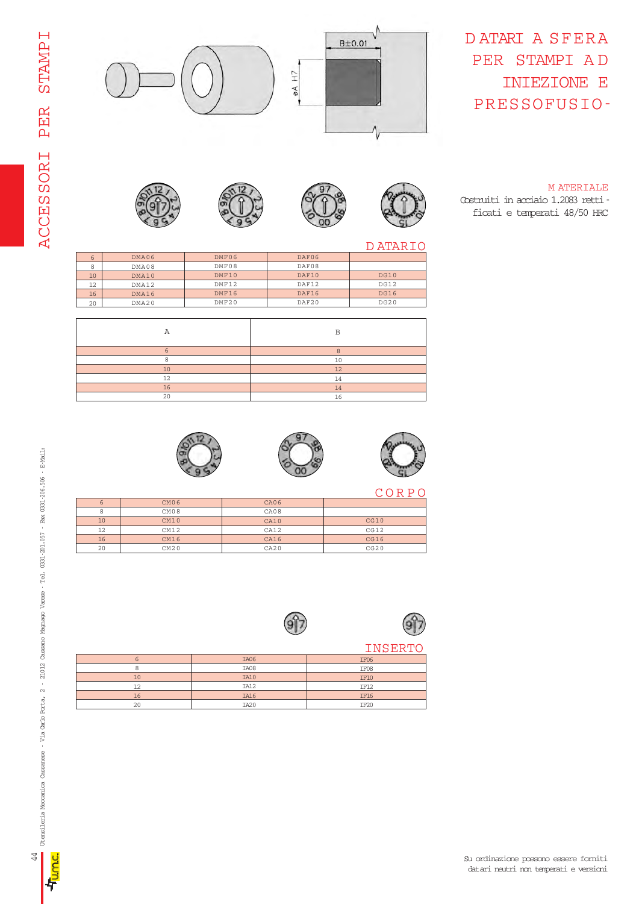# DATARI A SFERA PER STAMPI AD INIEZIONE E PRESSOFUSIO-

B±0.01

øA H7

## MATERIALE

Costruiti in acciaio 1.2083 rettificati e temperati 48/50 HRC

## DATARIO

| | | | | |
|---|---|---|---|---|
| 6 | DMA06 | DMF06 | DAF06 | |
| 8 | DMA08 | DMF08 | DAF08 | |
| 10 | DMA10 | DMF10 | DAF10 | DG10 |
| 12 | DMA12 | DMF12 | DAF12 | DG12 |
| 16 | DMA16 | DMF16 | DAF16 | DG16 |
| 20 | DMA20 | DMF20 | DAF20 | DG20 |

| A | B |
|---|---|
| 6 | 8 |
| 8 | 10 |
| 10 | 12 |
| 12 | 14 |
| 16 | 14 |
| 20 | 16 |

## CORPO

| | | | |
|---|---|---|---|
| 6 | CM06 | CA06 | |
| 8 | CM08 | CA08 | |
| 10 | CM10 | CA10 | CG10 |
| 12 | CM12 | CA12 | CG12 |
| 16 | CM16 | CA16 | CG16 |
| 20 | CM20 | CA20 | CG20 |

## INSERTO

| | | |
|---|---|---|
| 6 | IA06 | IF06 |
| 8 | IA08 | IF08 |
| 10 | IA10 | IF10 |
| 12 | IA12 | IF12 |
| 16 | IA16 | IF16 |
| 20 | IA20 | IF20 |

Su ordinazione possono essere forniti datari neutri non temperati e versioni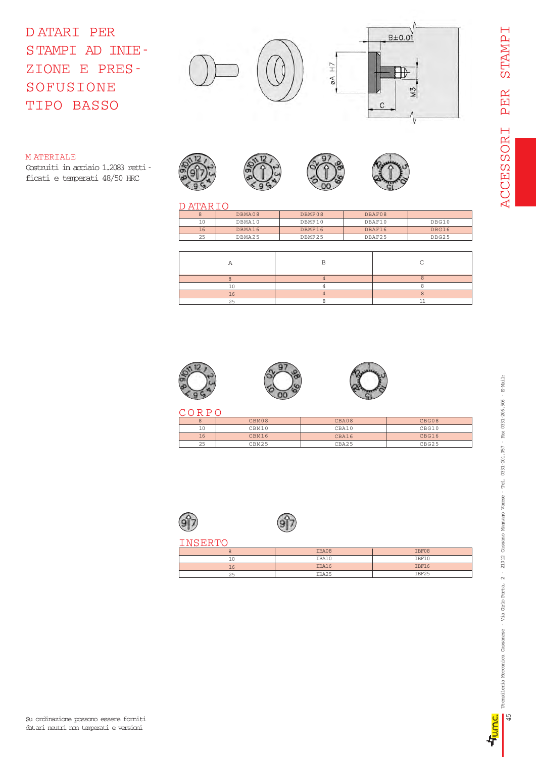# DATARI PER STAMPI AD INIEZIONE E PRESSOFUSIONE TIPO BASSO

## MATERIALE

Costruiti in acciaio 1.2083 rettificati e temperati 48/50 HRC

## DATARIO

| 8 | DBMA08 | DBMF08 | DBAF08 | |
|---|---|---|---|---|
| 10 | DBMA10 | DBMF10 | DBAF10 | DBG10 |
| 16 | DBMA16 | DBMF16 | DBAF16 | DBG16 |
| 25 | DBMA25 | DBMF25 | DBAF25 | DBG25 |

| A | B | C |
|---|---|---|
| 8 | 4 | 8 |
| 10 | 4 | 8 |
| 16 | 4 | 8 |
| 25 | 8 | 11 |

## CORPO

| 8 | CBM08 | CBA08 | CBG08 |
|---|---|---|---|
| 10 | CBM10 | CBA10 | CBG10 |
| 16 | CBM16 | CBA16 | CBG16 |
| 25 | CBM25 | CBA25 | CBG25 |

## INSERTO

| 8 | IBA08 | IBF08 |
|---|---|---|
| 10 | IBA10 | IBF10 |
| 16 | IBA16 | IBF16 |
| 25 | IBA25 | IBF25 |

Su ordinazione possono essere forniti datari neutri non temperati e versioni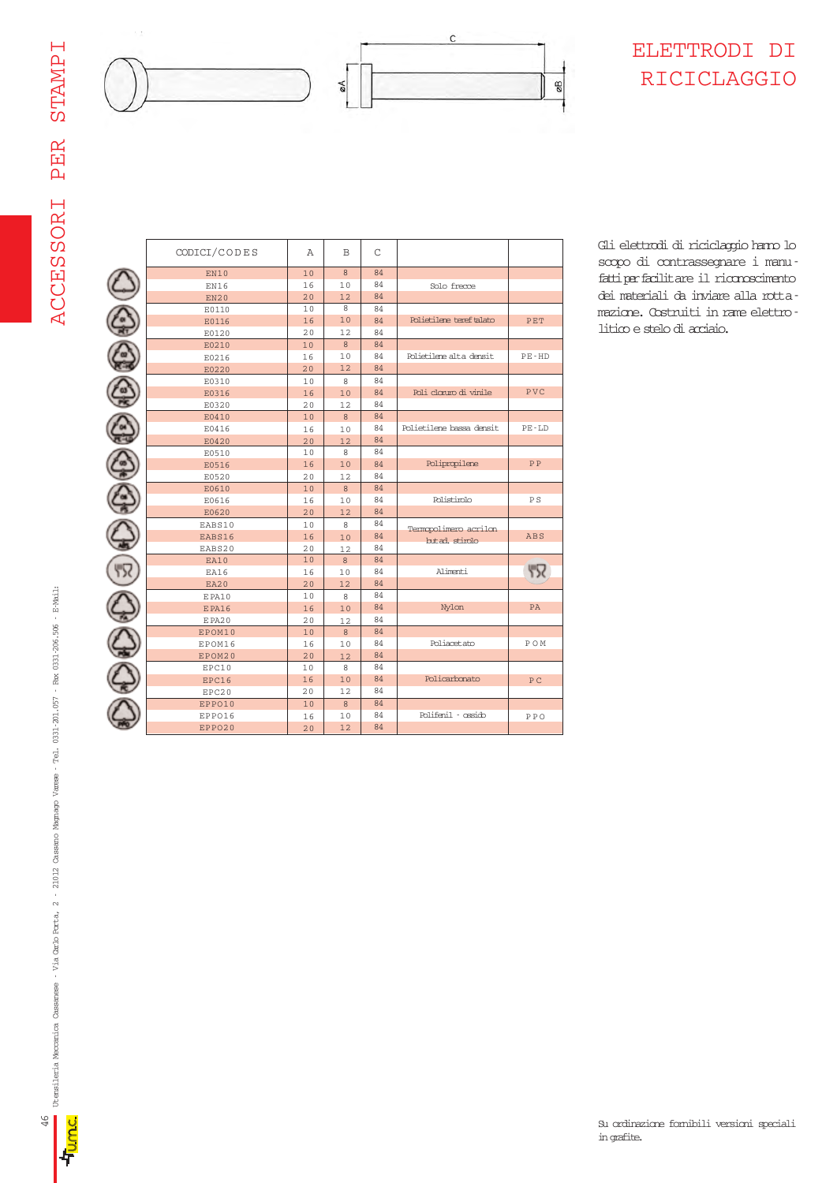# ELETTRODI DI RICICLAGGIO

Gli elettrodi di riciclaggio hanno lo scopo di contrassegnare i manufatti per facilitare il riconoscimento dei materiali da inviare alla rottamazione. Costruiti in rame elettrolitico e stelo di acciaio.

| CODICI/CODES | A | B | C | | |
|---|---|---|---|---|---|
| EN10 | 10 | 8 | 84 | | |
| EN16 | 16 | 10 | 84 | Solo frecce | |
| EN20 | 20 | 12 | 84 | | |
| E0110 | 10 | 8 | 84 | | |
| E0116 | 16 | 10 | 84 | Polietilene tereftalato | PET |
| E0120 | 20 | 12 | 84 | | |
| E0210 | 10 | 8 | 84 | | |
| E0216 | 16 | 10 | 84 | Polietilene alta densit | PE-HD |
| E0220 | 20 | 12 | 84 | | |
| E0310 | 10 | 8 | 84 | | |
| E0316 | 16 | 10 | 84 | Poli cloruro di vinile | PVC |
| E0320 | 20 | 12 | 84 | | |
| E0410 | 10 | 8 | 84 | | |
| E0416 | 16 | 10 | 84 | Polietilene bassa densit | PE-LD |
| E0420 | 20 | 12 | 84 | | |
| E0510 | 10 | 8 | 84 | | |
| E0516 | 16 | 10 | 84 | Polipropilene | PP |
| E0520 | 20 | 12 | 84 | | |
| E0610 | 10 | 8 | 84 | | |
| E0616 | 16 | 10 | 84 | Polistirolo | PS |
| E0620 | 20 | 12 | 84 | | |
| EABS10 | 10 | 8 | 84 | | |
| EABS16 | 16 | 10 | 84 | Termopolimero acrilon butad. stirolo | ABS |
| EABS20 | 20 | 12 | 84 | | |
| EA10 | 10 | 8 | 84 | | |
| EA16 | 16 | 10 | 84 | Alimenti | |
| EA20 | 20 | 12 | 84 | | |
| EPA10 | 10 | 8 | 84 | | |
| EPA16 | 16 | 10 | 84 | Nylon | PA |
| EPA20 | 20 | 12 | 84 | | |
| EPOM10 | 10 | 8 | 84 | | |
| EPOM16 | 16 | 10 | 84 | Poliacetato | POM |
| EPOM20 | 20 | 12 | 84 | | |
| EPC10 | 10 | 8 | 84 | | |
| EPC16 | 16 | 10 | 84 | Policarbonato | PC |
| EPC20 | 20 | 12 | 84 | | |
| EPPO10 | 10 | 8 | 84 | | |
| EPPO16 | 16 | 10 | 84 | Polifenil - ossido | PPO |
| EPPO20 | 20 | 12 | 84 | | |

Su ordinazione fornibili versioni speciali in grafite.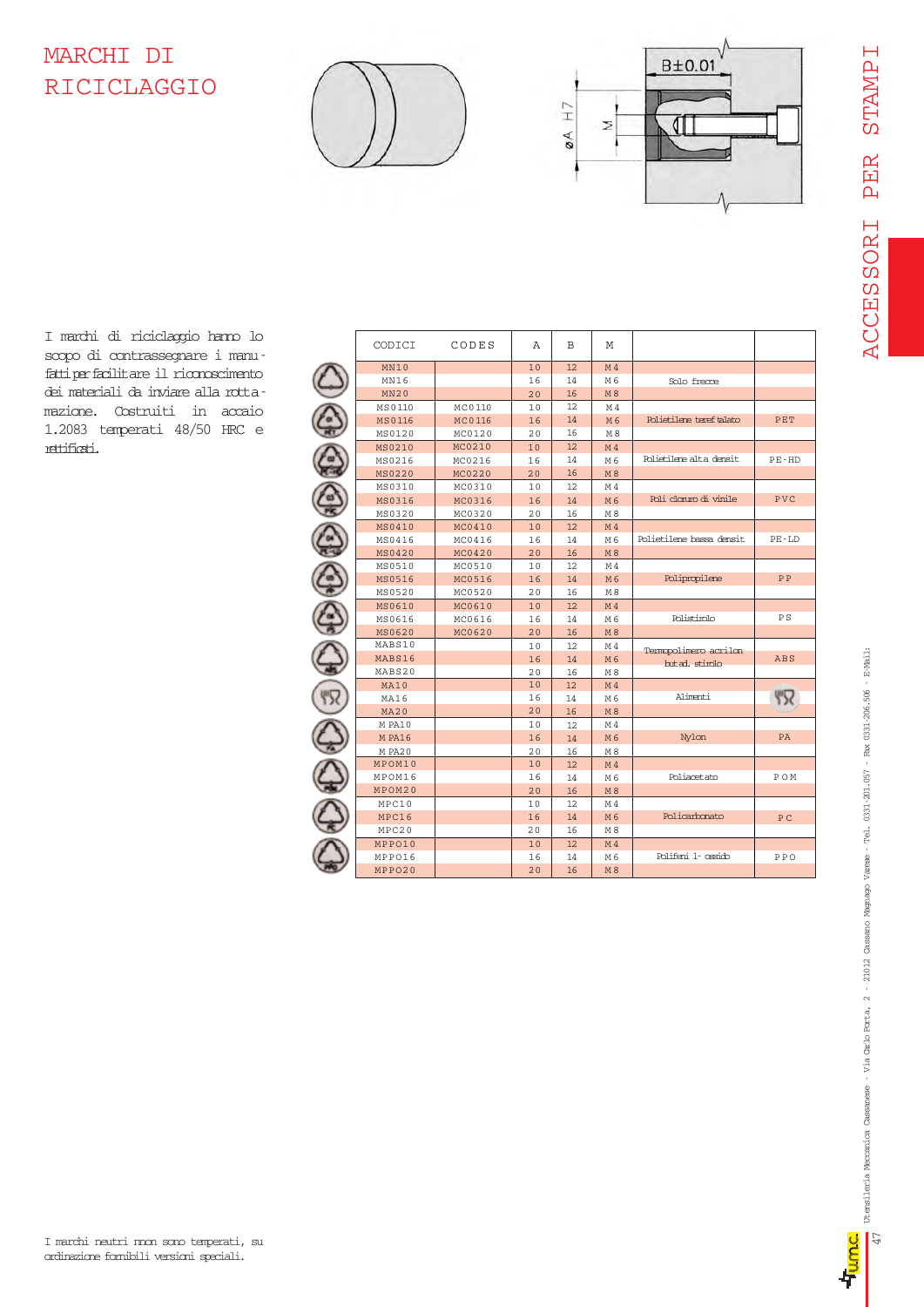# MARCHI DI RICICLAGGIO

I marchi di riciclaggio hanno lo scopo di contrassegnare i manufatti per facilitare il riconoscimento dei materiali da inviare alla rottamazione. Costruiti in acciaio 1.2083 temperati 48/50 HRC e rettificati.

B±0.01

ØA H7

M

| CODICI | CODES | A | B | M | | |
|---|---|---|---|---|---|---|
| MN10 | | 10 | 12 | M4 | | |
| MN16 | | 16 | 14 | M6 | Solo frecce | |
| MN20 | | 20 | 16 | M8 | | |
| MS0110 | MC0110 | 10 | 12 | M4 | | |
| MS0116 | MC0116 | 16 | 14 | M6 | Polietilene teref talato | PET |
| MS0120 | MC0120 | 20 | 16 | M8 | | |
| MS0210 | MC0210 | 10 | 12 | M4 | | |
| MS0216 | MC0216 | 16 | 14 | M6 | Polietilene alta densit | PE-HD |
| MS0220 | MC0220 | 20 | 16 | M8 | | |
| MS0310 | MC0310 | 10 | 12 | M4 | | |
| MS0316 | MC0316 | 16 | 14 | M6 | Poli cloruro di vinile | PVC |
| MS0320 | MC0320 | 20 | 16 | M8 | | |
| MS0410 | MC0410 | 10 | 12 | M4 | | |
| MS0416 | MC0416 | 16 | 14 | M6 | Polietilene bassa densit | PE-LD |
| MS0420 | MC0420 | 20 | 16 | M8 | | |
| MS0510 | MC0510 | 10 | 12 | M4 | | |
| MS0516 | MC0516 | 16 | 14 | M6 | Polipropilene | PP |
| MS0520 | MC0520 | 20 | 16 | M8 | | |
| MS0610 | MC0610 | 10 | 12 | M4 | | |
| MS0616 | MC0616 | 16 | 14 | M6 | Polistirolo | PS |
| MS0620 | MC0620 | 20 | 16 | M8 | | |
| MABS10 | | 10 | 12 | M4 | | |
| MABS16 | | 16 | 14 | M6 | Termopolimero acrilon butad. stirolo | ABS |
| MABS20 | | 20 | 16 | M8 | | |
| MA10 | | 10 | 12 | M4 | | |
| MA16 | | 16 | 14 | M6 | Alimenti | |
| MA20 | | 20 | 16 | M8 | | |
| MPA10 | | 10 | 12 | M4 | | |
| MPA16 | | 16 | 14 | M6 | Nylon | PA |
| MPA20 | | 20 | 16 | M8 | | |
| MPOM10 | | 10 | 12 | M4 | | |
| MPOM16 | | 16 | 14 | M6 | Poliacetato | POM |
| MPOM20 | | 20 | 16 | M8 | | |
| MPC10 | | 10 | 12 | M4 | | |
| MPC16 | | 16 | 14 | M6 | Policarbonato | PC |
| MPC20 | | 20 | 16 | M8 | | |
| MPPO10 | | 10 | 12 | M4 | | |
| MPPO16 | | 16 | 14 | M6 | Polifeni 1-ossido | PPO |
| MPPO20 | | 20 | 16 | M8 | | |

I marchi neutri non sono temperati, su ordinazione fornibili versioni speciali.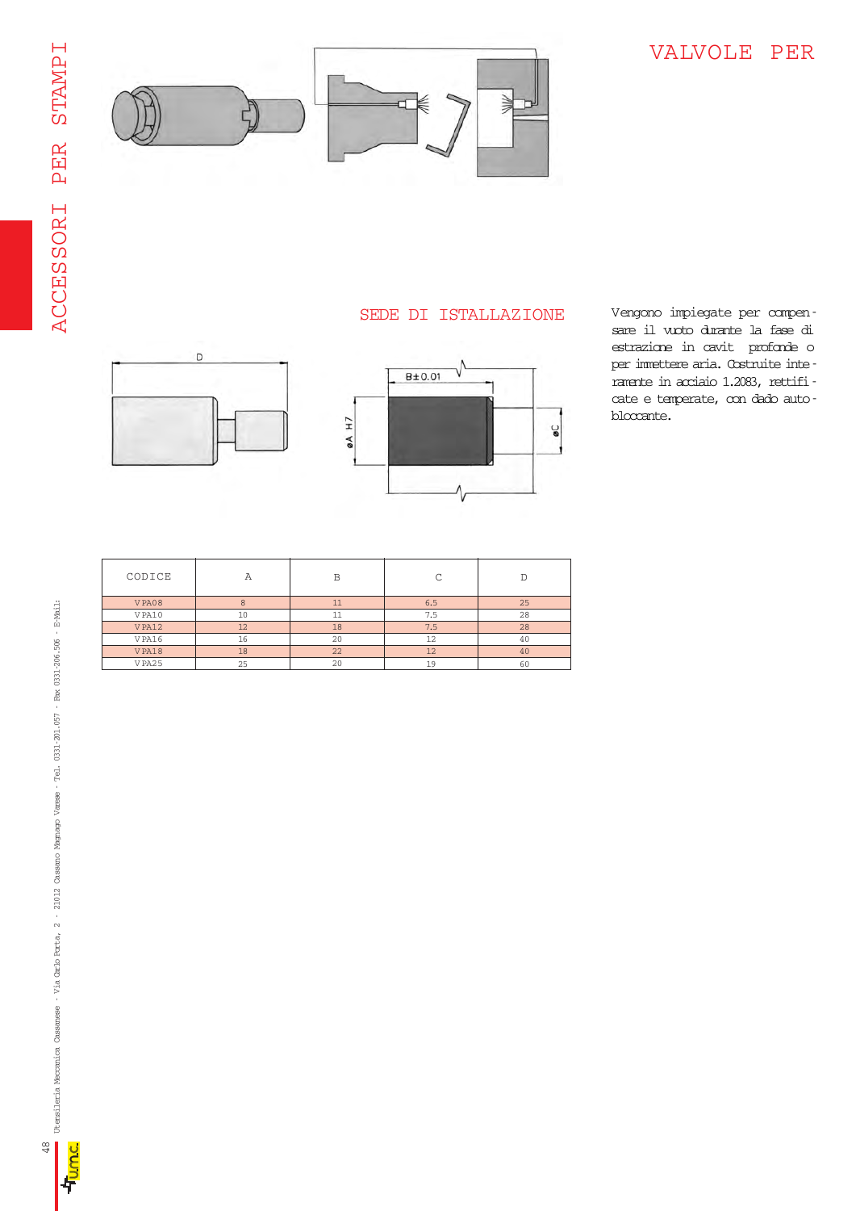# VALVOLE PER

## SEDE DI ISTALLAZIONE

Vengono impiegate per compensare il vuoto durante la fase di estrazione in cavit profonde o per immettere aria. Costruite interamente in acciaio 1.2083, rettificate e temperate, con dado autobloccante.

D

B±0.01

øA H7

øC

| CODICE | A | B | C | D |
|---|---|---|---|---|
| VPA08 | 8 | 11 | 6.5 | 25 |
| VPA10 | 10 | 11 | 7.5 | 28 |
| VPA12 | 12 | 18 | 7.5 | 28 |
| VPA16 | 16 | 20 | 12 | 40 |
| VPA18 | 18 | 22 | 12 | 40 |
| VPA25 | 25 | 20 | 19 | 60 |